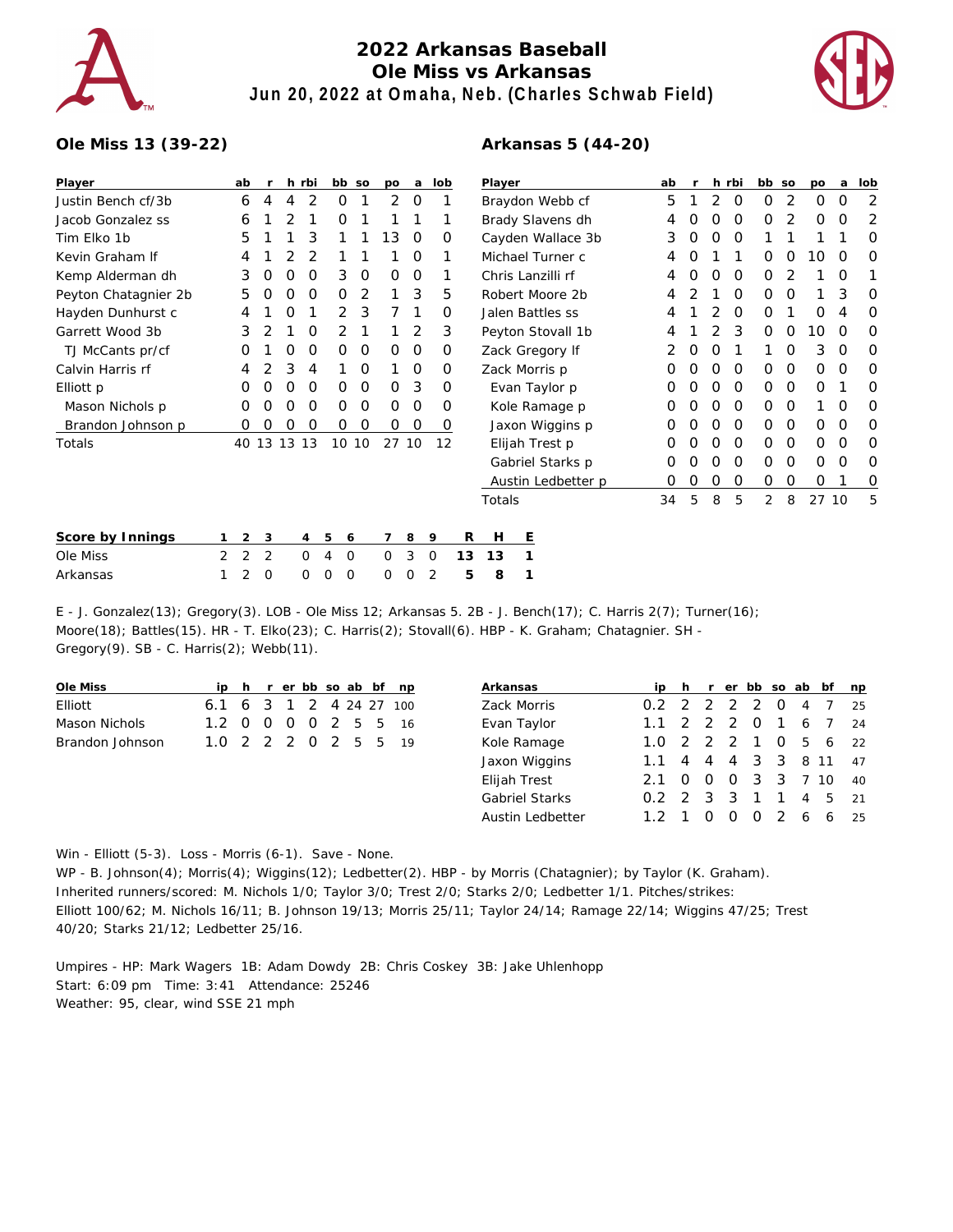# 2022 Arkansas Baseball
## Ole Miss vs Arkansas
### Jun 20, 2022 at Omaha, Neb. (Charles Schwab Field)

**Ole Miss 13 (39-22)**

| Player | ab | r | h | rbi | bb | so | po | a | lob |
|---|---|---|---|---|---|---|---|---|---|
| Justin Bench cf/3b | 6 | 4 | 4 | 2 | 0 | 1 | 2 | 0 | 1 |
| Jacob Gonzalez ss | 6 | 1 | 2 | 1 | 0 | 1 | 1 | 1 | 1 |
| Tim Elko 1b | 5 | 1 | 1 | 3 | 1 | 1 | 13 | 0 | 0 |
| Kevin Graham lf | 4 | 1 | 2 | 2 | 1 | 1 | 1 | 0 | 1 |
| Kemp Alderman dh | 3 | 0 | 0 | 0 | 3 | 0 | 0 | 0 | 1 |
| Peyton Chatagnier 2b | 5 | 0 | 0 | 0 | 0 | 2 | 1 | 3 | 5 |
| Hayden Dunhurst c | 4 | 1 | 0 | 1 | 2 | 3 | 7 | 1 | 0 |
| Garrett Wood 3b | 3 | 2 | 1 | 0 | 2 | 1 | 1 | 2 | 3 |
| TJ McCants pr/cf | 0 | 1 | 0 | 0 | 0 | 0 | 0 | 0 | 0 |
| Calvin Harris rf | 4 | 2 | 3 | 4 | 1 | 0 | 1 | 0 | 0 |
| Elliott p | 0 | 0 | 0 | 0 | 0 | 0 | 0 | 3 | 0 |
| Mason Nichols p | 0 | 0 | 0 | 0 | 0 | 0 | 0 | 0 | 0 |
| Brandon Johnson p | 0 | 0 | 0 | 0 | 0 | 0 | 0 | 0 | 0 |
| Totals | 40 | 13 | 13 | 13 | 10 | 10 | 27 | 10 | 12 |

**Arkansas 5 (44-20)**

| Player | ab | r | h | rbi | bb | so | po | a | lob |
|---|---|---|---|---|---|---|---|---|---|
| Braydon Webb cf | 5 | 1 | 2 | 0 | 0 | 2 | 0 | 0 | 2 |
| Brady Slavens dh | 4 | 0 | 0 | 0 | 0 | 2 | 0 | 0 | 2 |
| Cayden Wallace 3b | 3 | 0 | 0 | 0 | 1 | 1 | 1 | 1 | 0 |
| Michael Turner c | 4 | 0 | 1 | 1 | 0 | 0 | 10 | 0 | 0 |
| Chris Lanzilli rf | 4 | 0 | 0 | 0 | 0 | 2 | 1 | 0 | 1 |
| Robert Moore 2b | 4 | 2 | 1 | 0 | 0 | 0 | 1 | 3 | 0 |
| Jalen Battles ss | 4 | 1 | 2 | 0 | 0 | 1 | 0 | 4 | 0 |
| Peyton Stovall 1b | 4 | 1 | 2 | 3 | 0 | 0 | 10 | 0 | 0 |
| Zack Gregory lf | 2 | 0 | 0 | 1 | 1 | 0 | 3 | 0 | 0 |
| Zack Morris p | 0 | 0 | 0 | 0 | 0 | 0 | 0 | 0 | 0 |
| Evan Taylor p | 0 | 0 | 0 | 0 | 0 | 0 | 0 | 1 | 0 |
| Kole Ramage p | 0 | 0 | 0 | 0 | 0 | 0 | 1 | 0 | 0 |
| Jaxon Wiggins p | 0 | 0 | 0 | 0 | 0 | 0 | 0 | 0 | 0 |
| Elijah Trest p | 0 | 0 | 0 | 0 | 0 | 0 | 0 | 0 | 0 |
| Gabriel Starks p | 0 | 0 | 0 | 0 | 0 | 0 | 0 | 0 | 0 |
| Austin Ledbetter p | 0 | 0 | 0 | 0 | 0 | 0 | 0 | 1 | 0 |
| Totals | 34 | 5 | 8 | 5 | 2 | 8 | 27 | 10 | 5 |

| Score by Innings | 1 | 2 | 3 | 4 | 5 | 6 | 7 | 8 | 9 | R | H | E |
|---|---|---|---|---|---|---|---|---|---|---|---|---|
| Ole Miss | 2 | 2 | 2 | 0 | 4 | 0 | 0 | 3 | 0 | 13 | 13 | 1 |
| Arkansas | 1 | 2 | 0 | 0 | 0 | 0 | 0 | 0 | 2 | 5 | 8 | 1 |

E - J. Gonzalez(13); Gregory(3). LOB - Ole Miss 12; Arkansas 5. 2B - J. Bench(17); C. Harris 2(7); Turner(16); Moore(18); Battles(15). HR - T. Elko(23); C. Harris(2); Stovall(6). HBP - K. Graham; Chatagnier. SH - Gregory(9). SB - C. Harris(2); Webb(11).

| Ole Miss | ip | h | r | er | bb | so | ab | bf | np |
|---|---|---|---|---|---|---|---|---|---|
| Elliott | 6.1 | 6 | 3 | 1 | 2 | 4 | 24 | 27 | 100 |
| Mason Nichols | 1.2 | 0 | 0 | 0 | 0 | 2 | 5 | 5 | 16 |
| Brandon Johnson | 1.0 | 2 | 2 | 2 | 0 | 2 | 5 | 5 | 19 |

| Arkansas | ip | h | r | er | bb | so | ab | bf | np |
|---|---|---|---|---|---|---|---|---|---|
| Zack Morris | 0.2 | 2 | 2 | 2 | 2 | 0 | 4 | 7 | 25 |
| Evan Taylor | 1.1 | 2 | 2 | 2 | 0 | 1 | 6 | 7 | 24 |
| Kole Ramage | 1.0 | 2 | 2 | 2 | 1 | 0 | 5 | 6 | 22 |
| Jaxon Wiggins | 1.1 | 4 | 4 | 4 | 3 | 3 | 8 | 11 | 47 |
| Elijah Trest | 2.1 | 0 | 0 | 0 | 3 | 3 | 7 | 10 | 40 |
| Gabriel Starks | 0.2 | 2 | 3 | 3 | 1 | 1 | 4 | 5 | 21 |
| Austin Ledbetter | 1.2 | 1 | 0 | 0 | 0 | 2 | 6 | 6 | 25 |

Win - Elliott (5-3). Loss - Morris (6-1). Save - None.
WP - B. Johnson(4); Morris(4); Wiggins(12); Ledbetter(2). HBP - by Morris (Chatagnier); by Taylor (K. Graham).
Inherited runners/scored: M. Nichols 1/0; Taylor 3/0; Trest 2/0; Starks 2/0; Ledbetter 1/1. Pitches/strikes: Elliott 100/62; M. Nichols 16/11; B. Johnson 19/13; Morris 25/11; Taylor 24/14; Ramage 22/14; Wiggins 47/25; Trest 40/20; Starks 21/12; Ledbetter 25/16.

Umpires - HP: Mark Wagers 1B: Adam Dowdy 2B: Chris Coskey 3B: Jake Uhlenhopp
Start: 6:09 pm Time: 3:41 Attendance: 25246
Weather: 95, clear, wind SSE 21 mph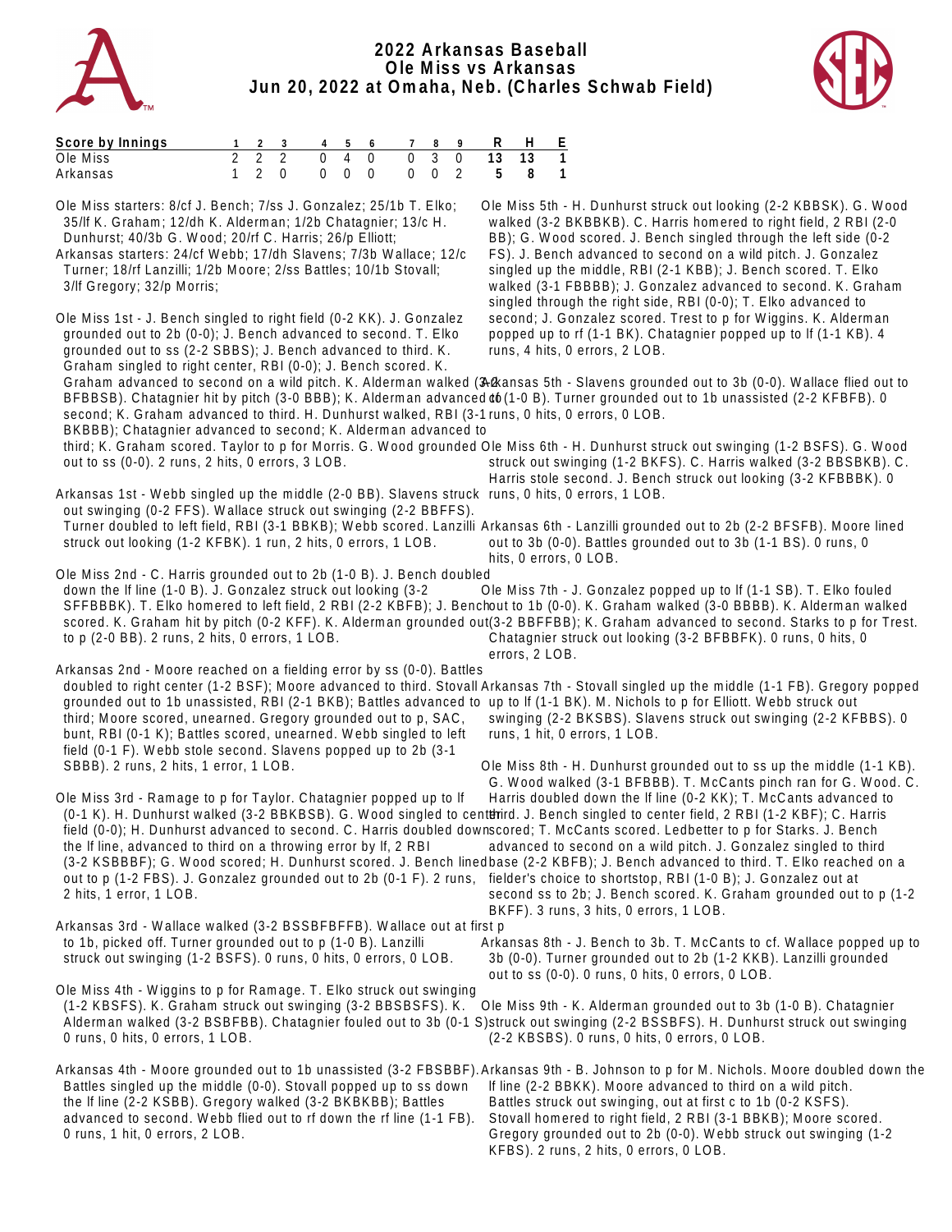# 2022 Arkansas Baseball
## Ole Miss vs Arkansas
## Jun 20, 2022 at Omaha, Neb. (Charles Schwab Field)

| Score by Innings | 1 | 2 | 3 | 4 | 5 | 6 | 7 | 8 | 9 | R | H | E |
|---|---|---|---|---|---|---|---|---|---|---|---|---|
| Ole Miss | 2 | 2 | 2 | 0 | 4 | 0 | 0 | 3 | 0 | 13 | 13 | 1 |
| Arkansas | 1 | 2 | 0 | 0 | 0 | 0 | 0 | 0 | 2 | 5 | 8 | 1 |

Ole Miss starters: 8/cf J. Bench; 7/ss J. Gonzalez; 25/1b T. Elko; 35/lf K. Graham; 12/dh K. Alderman; 1/2b Chatagnier; 13/c H. Dunhurst; 40/3b G. Wood; 20/rf C. Harris; 26/p Elliott;

Arkansas starters: 24/cf Webb; 17/dh Slavens; 7/3b Wallace; 12/c Turner; 18/rf Lanzilli; 1/2b Moore; 2/ss Battles; 10/1b Stovall; 3/lf Gregory; 32/p Morris;

Ole Miss 1st - J. Bench singled to right field (0-2 KK). J. Gonzalez grounded out to 2b (0-0); J. Bench advanced to second. T. Elko grounded out to ss (2-2 SBBS); J. Bench advanced to third. K. Graham singled to right center, RBI (0-0); J. Bench scored. K. Graham advanced to second on a wild pitch. K. Alderman walked (3-2 BFBBSB). Chatagnier hit by pitch (3-0 BBB); K. Alderman advanced to second; K. Graham advanced to third. H. Dunhurst walked, RBI (3-1 BKBBB); Chatagnier advanced to second; K. Alderman advanced to third; K. Graham scored. Taylor to p for Morris. G. Wood grounded out to ss (0-0). 2 runs, 2 hits, 0 errors, 3 LOB.

Arkansas 1st - Webb singled up the middle (2-0 BB). Slavens struck out swinging (0-2 FFS). Wallace struck out swinging (2-2 BBFFS). Turner doubled to left field, RBI (3-1 BBKB); Webb scored. Lanzilli struck out looking (1-2 KFBK). 1 run, 2 hits, 0 errors, 1 LOB.

Ole Miss 2nd - C. Harris grounded out to 2b (1-0 B). J. Bench doubled down the lf line (1-0 B). J. Gonzalez struck out looking (3-2 SFFBBBK). T. Elko homered to left field, 2 RBI (2-2 KBFB); J. Bench scored. K. Graham hit by pitch (0-2 KFF). K. Alderman grounded out to p (2-0 BB). 2 runs, 2 hits, 0 errors, 1 LOB.

Arkansas 2nd - Moore reached on a fielding error by ss (0-0). Battles doubled to right center (1-2 BSF); Moore advanced to third. Stovall grounded out to 1b unassisted, RBI (2-1 BKB); Battles advanced to third; Moore scored, unearned. Gregory grounded out to p, SAC, bunt, RBI (0-1 K); Battles scored, unearned. Webb singled to left field (0-1 F). Webb stole second. Slavens popped up to 2b (3-1 SBBB). 2 runs, 2 hits, 1 error, 1 LOB.

Ole Miss 3rd - Ramage to p for Taylor. Chatagnier popped up to lf (0-1 K). H. Dunhurst walked (3-2 BBKBSB). G. Wood singled to center field (0-0); H. Dunhurst advanced to second. C. Harris doubled down the lf line, advanced to third on a throwing error by lf, 2 RBI (3-2 KSBBBF); G. Wood scored; H. Dunhurst scored. J. Bench lined out to p (1-2 FBS). J. Gonzalez grounded out to 2b (0-1 F). 2 runs, 2 hits, 1 error, 1 LOB.

Arkansas 3rd - Wallace walked (3-2 BSSBFBFFB). Wallace out at first p to 1b, picked off. Turner grounded out to p (1-0 B). Lanzilli struck out swinging (1-2 BSFS). 0 runs, 0 hits, 0 errors, 0 LOB.

Ole Miss 4th - Wiggins to p for Ramage. T. Elko struck out swinging (1-2 KBSFS). K. Graham struck out swinging (3-2 BBSBSFS). K. Alderman walked (3-2 BSFBFB). Chatagnier fouled out to 3b (0-1 S). 0 runs, 0 hits, 0 errors, 1 LOB.

Arkansas 4th - Moore grounded out to 1b unassisted (3-2 FBSBBF). Battles singled up the middle (0-0). Stovall popped up to ss down the lf line (2-2 KSBB). Gregory walked (3-2 BKBKBB); Battles advanced to second. Webb flied out to rf down the rf line (1-1 FB). 0 runs, 1 hit, 0 errors, 2 LOB.

Ole Miss 5th - H. Dunhurst struck out looking (2-2 KBBSK). G. Wood walked (3-2 BKBBKB). C. Harris homered to right field, 2 RBI (2-0 BB); G. Wood scored. J. Bench singled through the left side (0-2 FS). J. Bench advanced to second on a wild pitch. J. Gonzalez singled up the middle, RBI (2-1 KBB); J. Bench scored. T. Elko walked (3-1 FBBBB); J. Gonzalez advanced to second. K. Graham singled through the right side, RBI (0-0); T. Elko advanced to second; J. Gonzalez scored. Trest to p for Wiggins. K. Alderman popped up to rf (1-1 BK). Chatagnier popped up to lf (1-1 KB). 4 runs, 4 hits, 0 errors, 2 LOB.

Arkansas 5th - Slavens grounded out to 3b (0-0). Wallace flied out to cf (1-0 B). Turner grounded out to 1b unassisted (2-2 KFBFB). 0 runs, 0 hits, 0 errors, 0 LOB.

Ole Miss 6th - H. Dunhurst struck out swinging (1-2 BSFS). G. Wood struck out swinging (1-2 BKFS). C. Harris walked (3-2 BBSBKB). C. Harris stole second. J. Bench struck out looking (3-2 KFBBBK). 0 runs, 0 hits, 0 errors, 1 LOB.

Arkansas 6th - Lanzilli grounded out to 2b (2-2 BFSFB). Moore lined out to 3b (0-0). Battles grounded out to 3b (1-1 BS). 0 runs, 0 hits, 0 errors, 0 LOB.

Ole Miss 7th - J. Gonzalez popped up to lf (1-1 SB). T. Elko fouled out to 1b (1-0 B). K. Graham walked (3-0 BBBB). K. Alderman walked (3-2 BBFFBB); K. Graham advanced to second. Starks to p for Trest. Chatagnier struck out looking (3-2 BFBBFK). 0 runs, 0 hits, 0 errors, 2 LOB.

Arkansas 7th - Stovall singled up the middle (1-1 FB). Gregory popped up to lf (1-1 BK). M. Nichols to p for Elliott. Webb struck out swinging (2-2 BKSBS). Slavens struck out swinging (2-2 KFBBS). 0 runs, 1 hit, 0 errors, 1 LOB.

Ole Miss 8th - H. Dunhurst grounded out to ss up the middle (1-1 KB). G. Wood walked (3-1 BFBBB). T. McCants pinch ran for G. Wood. C. Harris doubled down the lf line (0-2 KK); T. McCants advanced to third. J. Bench singled to center field, 2 RBI (1-2 KBF); C. Harris scored; T. McCants scored. Ledbetter to p for Starks. J. Bench advanced to second on a wild pitch. J. Gonzalez singled to third base (2-2 KBFB); J. Bench advanced to third. T. Elko reached on a fielder's choice to shortstop, RBI (1-0 B); J. Gonzalez out at second ss to 2b; J. Bench scored. K. Graham grounded out to p (1-2 BKFF). 3 runs, 3 hits, 0 errors, 1 LOB.

Arkansas 8th - J. Bench to 3b. T. McCants to cf. Wallace popped up to 3b (0-0). Turner grounded out to 2b (1-2 KKB). Lanzilli grounded out to ss (0-0). 0 runs, 0 hits, 0 errors, 0 LOB.

Ole Miss 9th - K. Alderman grounded out to 3b (1-0 B). Chatagnier struck out swinging (2-2 BSSBFS). H. Dunhurst struck out swinging (2-2 KBSBS). 0 runs, 0 hits, 0 errors, 0 LOB.

Arkansas 9th - B. Johnson to p for M. Nichols. Moore doubled down the lf line (2-2 BBKK). Moore advanced to third on a wild pitch. Battles struck out swinging, out at first c to 1b (0-2 KSFS). Stovall homered to right field, 2 RBI (3-1 BBKB); Moore scored. Gregory grounded out to 2b (0-0). Webb struck out swinging (1-2 KFBS). 2 runs, 2 hits, 0 errors, 0 LOB.